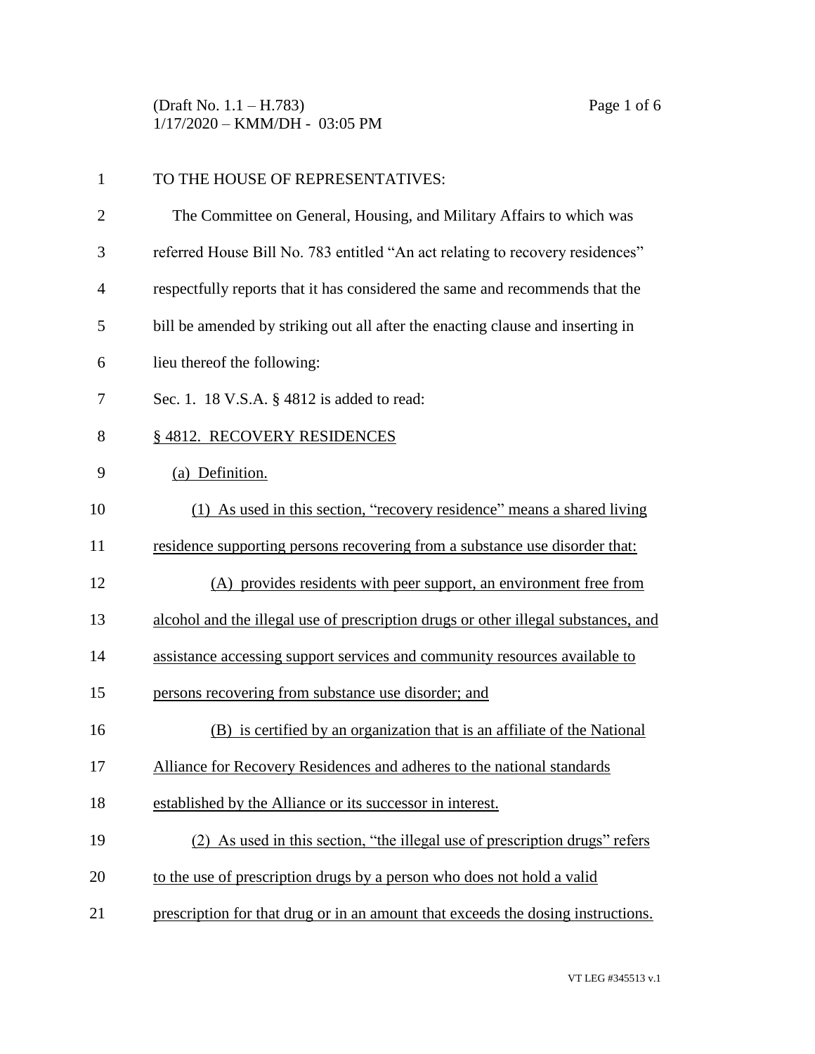TO THE HOUSE OF REPRESENTATIVES:

The Committee on General, Housing, and Military Affairs to which was referred House Bill No. 783 entitled "An act relating to recovery residences" respectfully reports that it has considered the same and recommends that the bill be amended by striking out all after the enacting clause and inserting in lieu thereof the following:

Sec. 1. 18 V.S.A. § 4812 is added to read:

§ 4812. RECOVERY RESIDENCES

(a) Definition.

(1) As used in this section, "recovery residence" means a shared living residence supporting persons recovering from a substance use disorder that:

(A) provides residents with peer support, an environment free from alcohol and the illegal use of prescription drugs or other illegal substances, and assistance accessing support services and community resources available to persons recovering from substance use disorder; and

(B) is certified by an organization that is an affiliate of the National Alliance for Recovery Residences and adheres to the national standards established by the Alliance or its successor in interest.

(2) As used in this section, "the illegal use of prescription drugs" refers to the use of prescription drugs by a person who does not hold a valid prescription for that drug or in an amount that exceeds the dosing instructions.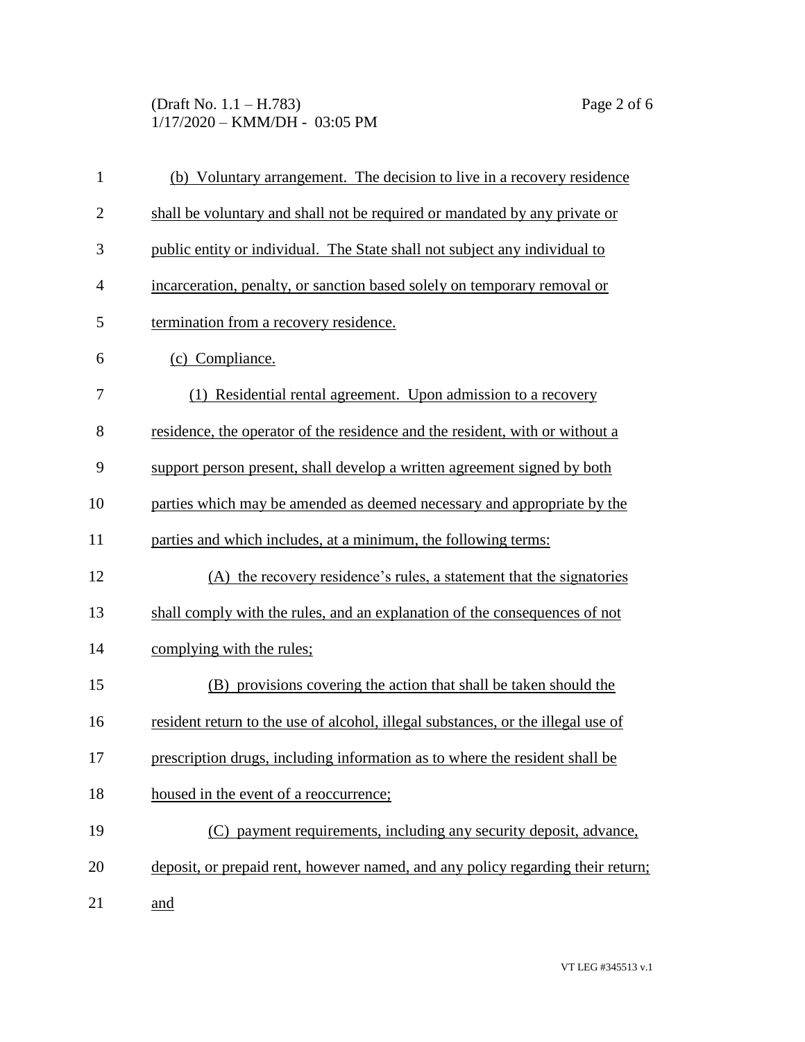(b) Voluntary arrangement. The decision to live in a recovery residence shall be voluntary and shall not be required or mandated by any private or public entity or individual. The State shall not subject any individual to incarceration, penalty, or sanction based solely on temporary removal or termination from a recovery residence.

(c) Compliance.

(1) Residential rental agreement. Upon admission to a recovery residence, the operator of the residence and the resident, with or without a support person present, shall develop a written agreement signed by both parties which may be amended as deemed necessary and appropriate by the parties and which includes, at a minimum, the following terms:

(A) the recovery residence's rules, a statement that the signatories shall comply with the rules, and an explanation of the consequences of not complying with the rules;

(B) provisions covering the action that shall be taken should the resident return to the use of alcohol, illegal substances, or the illegal use of prescription drugs, including information as to where the resident shall be housed in the event of a reoccurrence;

(C) payment requirements, including any security deposit, advance, deposit, or prepaid rent, however named, and any policy regarding their return; and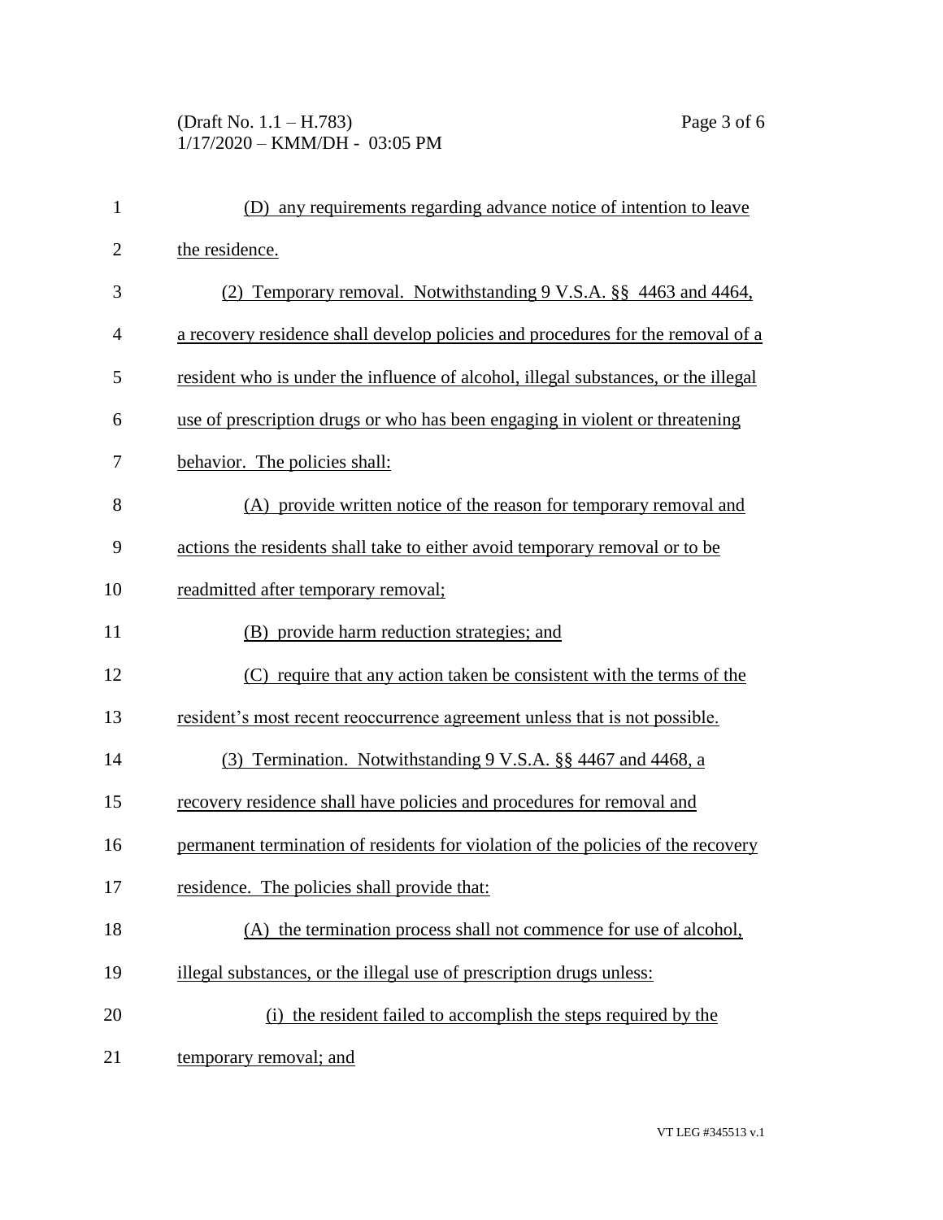(D) any requirements regarding advance notice of intention to leave the residence.

(2) Temporary removal. Notwithstanding 9 V.S.A. §§ 4463 and 4464, a recovery residence shall develop policies and procedures for the removal of a resident who is under the influence of alcohol, illegal substances, or the illegal use of prescription drugs or who has been engaging in violent or threatening behavior. The policies shall:

(A) provide written notice of the reason for temporary removal and actions the residents shall take to either avoid temporary removal or to be readmitted after temporary removal;

(B) provide harm reduction strategies; and

(C) require that any action taken be consistent with the terms of the resident's most recent reoccurrence agreement unless that is not possible.

(3) Termination. Notwithstanding 9 V.S.A. §§ 4467 and 4468, a recovery residence shall have policies and procedures for removal and permanent termination of residents for violation of the policies of the recovery residence. The policies shall provide that:

(A) the termination process shall not commence for use of alcohol, illegal substances, or the illegal use of prescription drugs unless:

(i) the resident failed to accomplish the steps required by the temporary removal; and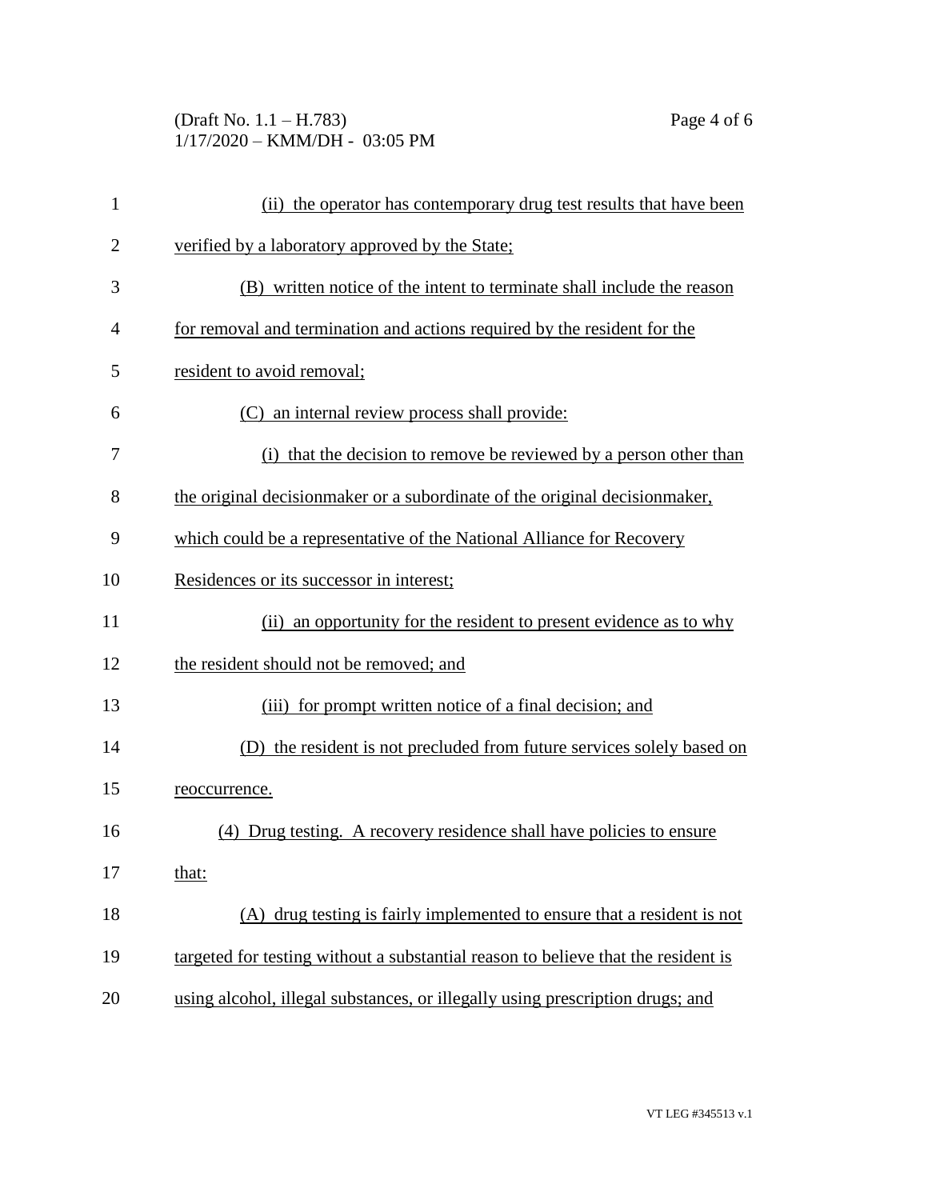(ii) the operator has contemporary drug test results that have been verified by a laboratory approved by the State;

(B) written notice of the intent to terminate shall include the reason for removal and termination and actions required by the resident for the resident to avoid removal;

(C) an internal review process shall provide:

(i) that the decision to remove be reviewed by a person other than the original decisionmaker or a subordinate of the original decisionmaker, which could be a representative of the National Alliance for Recovery Residences or its successor in interest;

(ii) an opportunity for the resident to present evidence as to why the resident should not be removed; and

(iii) for prompt written notice of a final decision; and

(D) the resident is not precluded from future services solely based on reoccurrence.

(4) Drug testing. A recovery residence shall have policies to ensure that:

(A) drug testing is fairly implemented to ensure that a resident is not targeted for testing without a substantial reason to believe that the resident is using alcohol, illegal substances, or illegally using prescription drugs; and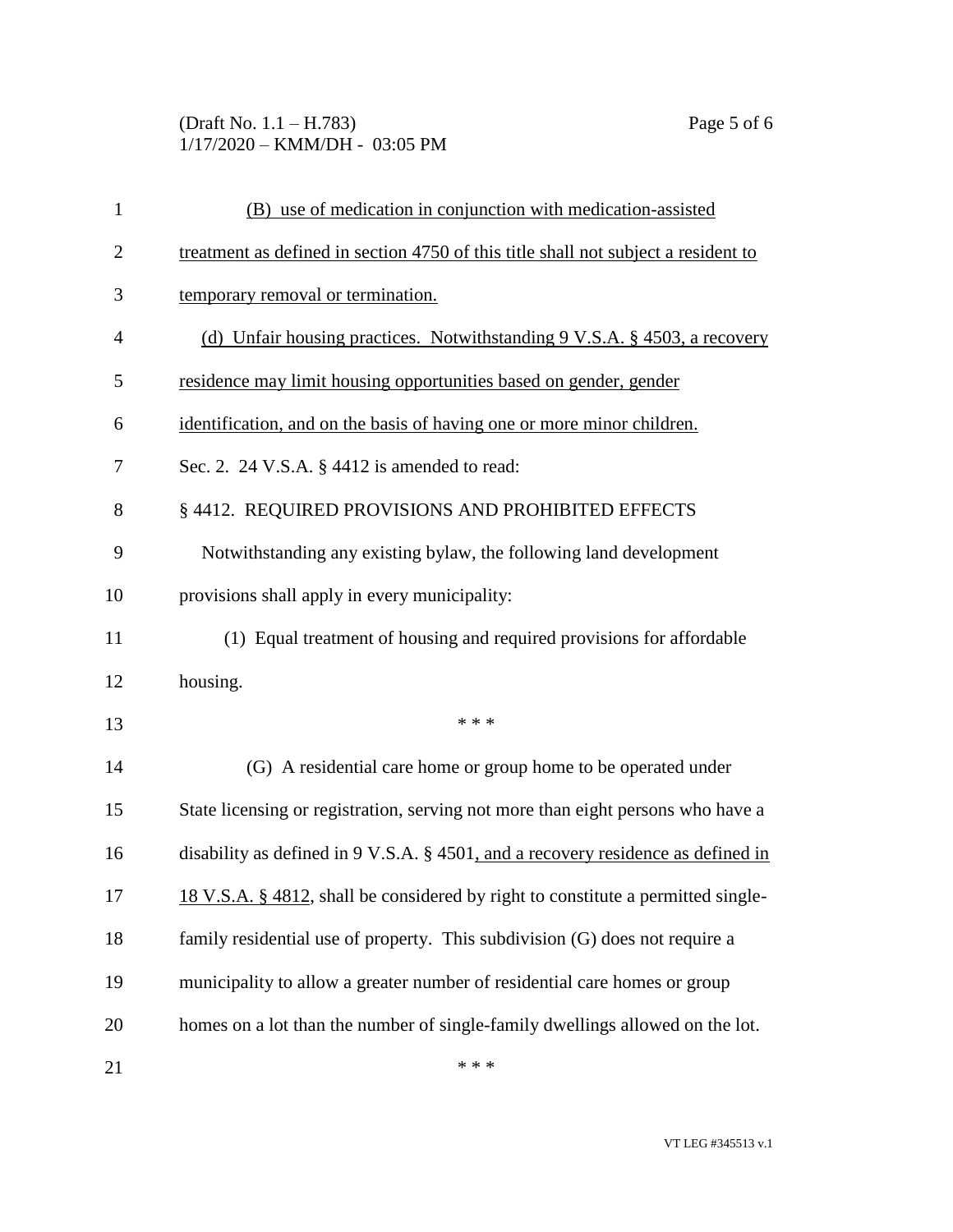(B) use of medication in conjunction with medication-assisted treatment as defined in section 4750 of this title shall not subject a resident to temporary removal or termination.

(d) Unfair housing practices. Notwithstanding 9 V.S.A. § 4503, a recovery residence may limit housing opportunities based on gender, gender identification, and on the basis of having one or more minor children.

Sec. 2. 24 V.S.A. § 4412 is amended to read:

§ 4412. REQUIRED PROVISIONS AND PROHIBITED EFFECTS

Notwithstanding any existing bylaw, the following land development provisions shall apply in every municipality:

(1) Equal treatment of housing and required provisions for affordable housing.

\* \* \*

(G) A residential care home or group home to be operated under State licensing or registration, serving not more than eight persons who have a disability as defined in 9 V.S.A. § 4501, and a recovery residence as defined in 18 V.S.A. § 4812, shall be considered by right to constitute a permitted single-family residential use of property. This subdivision (G) does not require a municipality to allow a greater number of residential care homes or group homes on a lot than the number of single-family dwellings allowed on the lot.

\* \* \*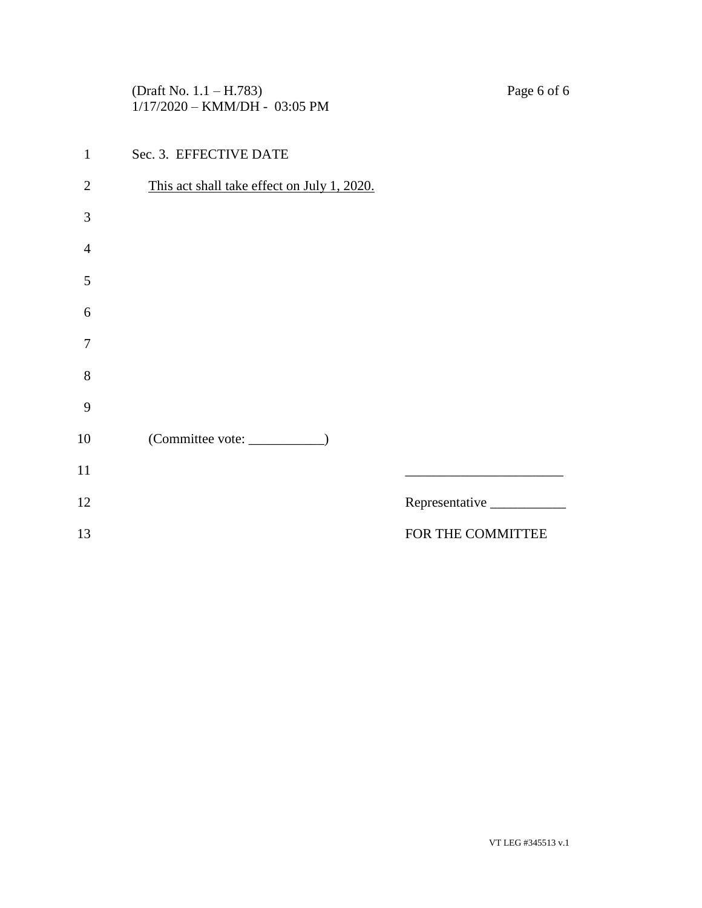Sec. 3. EFFECTIVE DATE

This act shall take effect on July 1, 2020.

(Committee vote: ___________)

_______________________

Representative ___________

FOR THE COMMITTEE

VT LEG #345513 v.1